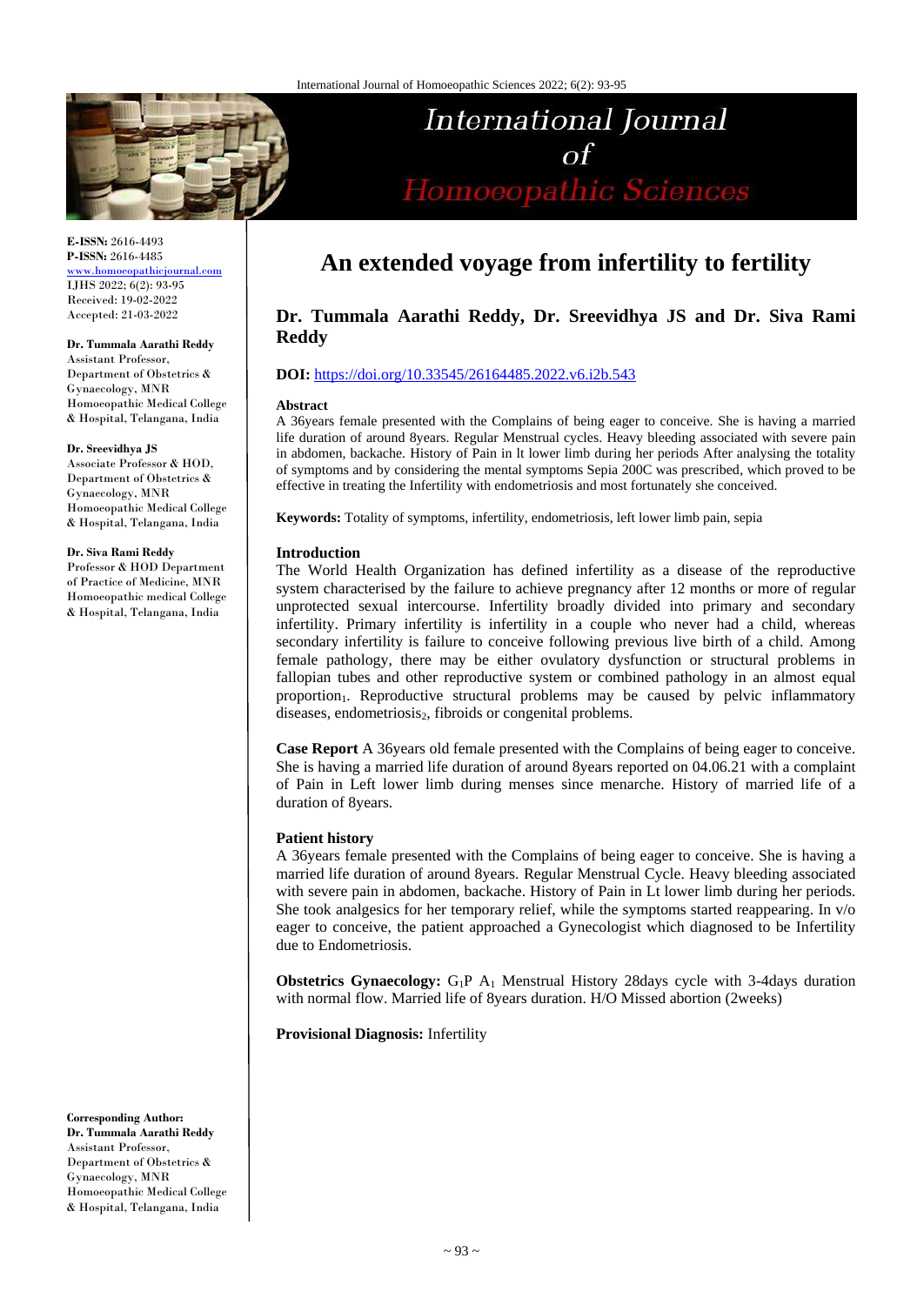# An extended voyage from infertility to fertility

**Dr. Tummala Aarathi Reddy, Dr. Sreevidhya JS and Dr. Siva Rami Reddy**

**DOI:** https://doi.org/10.33545/26164485.2022.v6.i2b.543

**E-ISSN:** 2616-4493
**P-ISSN:** 2616-4485
www.homoeopathicjournal.com
IJHS 2022; 6(2): 93-95
Received: 19-02-2022
Accepted: 21-03-2022

**Dr. Tummala Aarathi Reddy**
Assistant Professor, Department of Obstetrics & Gynaecology, MNR Homoeopathic Medical College & Hospital, Telangana, India

**Dr. Sreevidhya JS**
Associate Professor & HOD, Department of Obstetrics & Gynaecology, MNR Homoeopathic Medical College & Hospital, Telangana, India

**Dr. Siva Rami Reddy**
Professor & HOD Department of Practice of Medicine, MNR Homoeopathic medical College & Hospital, Telangana, India

**Corresponding Author:**
**Dr. Tummala Aarathi Reddy**
Assistant Professor, Department of Obstetrics & Gynaecology, MNR Homoeopathic Medical College & Hospital, Telangana, India

### Abstract

A 36years female presented with the Complains of being eager to conceive. She is having a married life duration of around 8years. Regular Menstrual cycles. Heavy bleeding associated with severe pain in abdomen, backache. History of Pain in lt lower limb during her periods After analysing the totality of symptoms and by considering the mental symptoms Sepia 200C was prescribed, which proved to be effective in treating the Infertility with endometriosis and most fortunately she conceived.

**Keywords:** Totality of symptoms, infertility, endometriosis, left lower limb pain, sepia

### Introduction

The World Health Organization has defined infertility as a disease of the reproductive system characterised by the failure to achieve pregnancy after 12 months or more of regular unprotected sexual intercourse. Infertility broadly divided into primary and secondary infertility. Primary infertility is infertility in a couple who never had a child, whereas secondary infertility is failure to conceive following previous live birth of a child. Among female pathology, there may be either ovulatory dysfunction or structural problems in fallopian tubes and other reproductive system or combined pathology in an almost equal proportion[1]. Reproductive structural problems may be caused by pelvic inflammatory diseases, endometriosis[2], fibroids or congenital problems.

**Case Report** A 36years old female presented with the Complains of being eager to conceive. She is having a married life duration of around 8years reported on 04.06.21 with a complaint of Pain in Left lower limb during menses since menarche. History of married life of a duration of 8years.

### Patient history

A 36years female presented with the Complains of being eager to conceive. She is having a married life duration of around 8years. Regular Menstrual Cycle. Heavy bleeding associated with severe pain in abdomen, backache. History of Pain in Lt lower limb during her periods. She took analgesics for her temporary relief, while the symptoms started reappearing. In v/o eager to conceive, the patient approached a Gynecologist which diagnosed to be Infertility due to Endometriosis.

**Obstetrics Gynaecology:** $G_1P$ $A_1$ Menstrual History 28days cycle with 3-4days duration with normal flow. Married life of 8years duration. H/O Missed abortion (2weeks)

**Provisional Diagnosis:** Infertility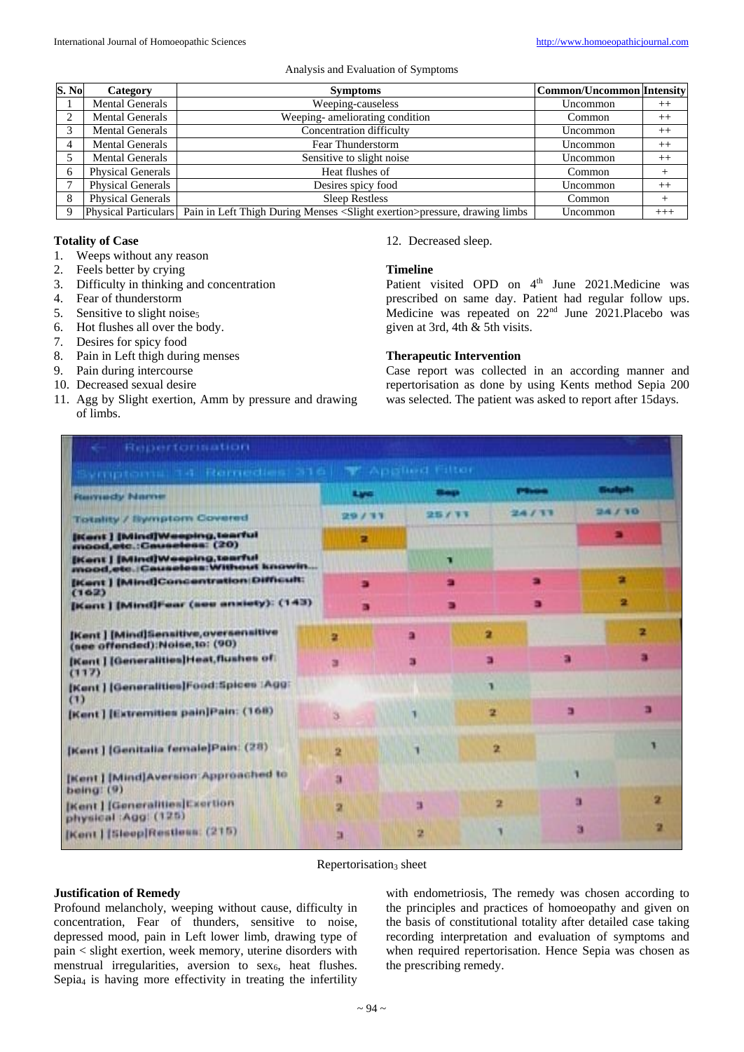Analysis and Evaluation of Symptoms

| S. No | Category | Symptoms | Common/Uncommon | Intensity |
|---|---|---|---|---|
| 1 | Mental Generals | Weeping-causeless | Uncommon | ++ |
| 2 | Mental Generals | Weeping- ameliorating condition | Common | ++ |
| 3 | Mental Generals | Concentration difficulty | Uncommon | ++ |
| 4 | Mental Generals | Fear Thunderstorm | Uncommon | ++ |
| 5 | Mental Generals | Sensitive to slight noise | Uncommon | ++ |
| 6 | Physical Generals | Heat flushes of | Common | + |
| 7 | Physical Generals | Desires spicy food | Uncommon | ++ |
| 8 | Physical Generals | Sleep Restless | Common | + |
| 9 | Physical Particulars | Pain in Left Thigh During Menses <Slight exertion>pressure, drawing limbs | Uncommon | +++ |

## Totality of Case

1. Weeps without any reason
2. Feels better by crying
3. Difficulty in thinking and concentration
4. Fear of thunderstorm
5. Sensitive to slight noise[5]
6. Hot flushes all over the body.
7. Desires for spicy food
8. Pain in Left thigh during menses
9. Pain during intercourse
10. Decreased sexual desire
11. Agg by Slight exertion, Amm by pressure and drawing of limbs.
12. Decreased sleep.

## Timeline

Patient visited OPD on 4th June 2021.Medicine was prescribed on same day. Patient had regular follow ups. Medicine was repeated on 22nd June 2021.Placebo was given at 3rd, 4th & 5th visits.

## Therapeutic Intervention

Case report was collected in an according manner and repertorisation as done by using Kents method Sepia 200 was selected. The patient was asked to report after 15days.

Repertorisation

Symptoms: 14 Remedies: 316 | Applied Filter

| Remedy Name | Lyc | Sep | Phos | Sulph | |
|---|---|---|---|---|---|
| Totality / Symptom Covered | 29 / 11 | 25 / 11 | 24 / 11 | 24 / 10 | |
| [Kent] [Mind]Weeping,tearful mood,etc.:Causeless: (20) | 2 | | | 3 | |
| [Kent] [Mind]Weeping,tearful mood,etc.:Causeless:Without known... | | 1 | | | |
| [Kent] [Mind]Concentration:Difficult: (162) | 3 | 3 | 3 | 2 | |
| [Kent] [Mind]Fear (see anxiety): (143) | 3 | 3 | 3 | 2 | |
| [Kent] [Mind]Sensitive,oversensitive (see offended):Noise,to: (90) | 2 | 3 | 2 | | 2 |
| [Kent] [Generalities]Heat,flushes of: (117) | 3 | 3 | 3 | 3 | 3 |
| [Kent] [Generalities]Food:Spices :Agg: (1) | | | 1 | | |
| [Kent] [Extremities pain]Pain: (168) | 3 | 1 | 2 | 3 | 3 |
| [Kent] [Genitalia female]Pain: (28) | 2 | 1 | 2 | | 1 |
| [Kent] [Mind]Aversion Approached to being: (9) | 3 | | | 1 | |
| [Kent] [Generalities]Exertion physical :Agg: (125) | 2 | 3 | 2 | 3 | 2 |
| [Kent] [Sleep]Restless: (215) | 3 | 2 | 1 | 3 | 2 |

Repertorisation[3] sheet

## Justification of Remedy

Profound melancholy, weeping without cause, difficulty in concentration, Fear of thunders, sensitive to noise, depressed mood, pain in Left lower limb, drawing type of pain < slight exertion, week memory, uterine disorders with menstrual irregularities, aversion to sex[6], heat flushes. Sepia[4] is having more effectivity in treating the infertility with endometriosis, The remedy was chosen according to the principles and practices of homoeopathy and given on the basis of constitutional totality after detailed case taking recording interpretation and evaluation of symptoms and when required repertorisation. Hence Sepia was chosen as the prescribing remedy.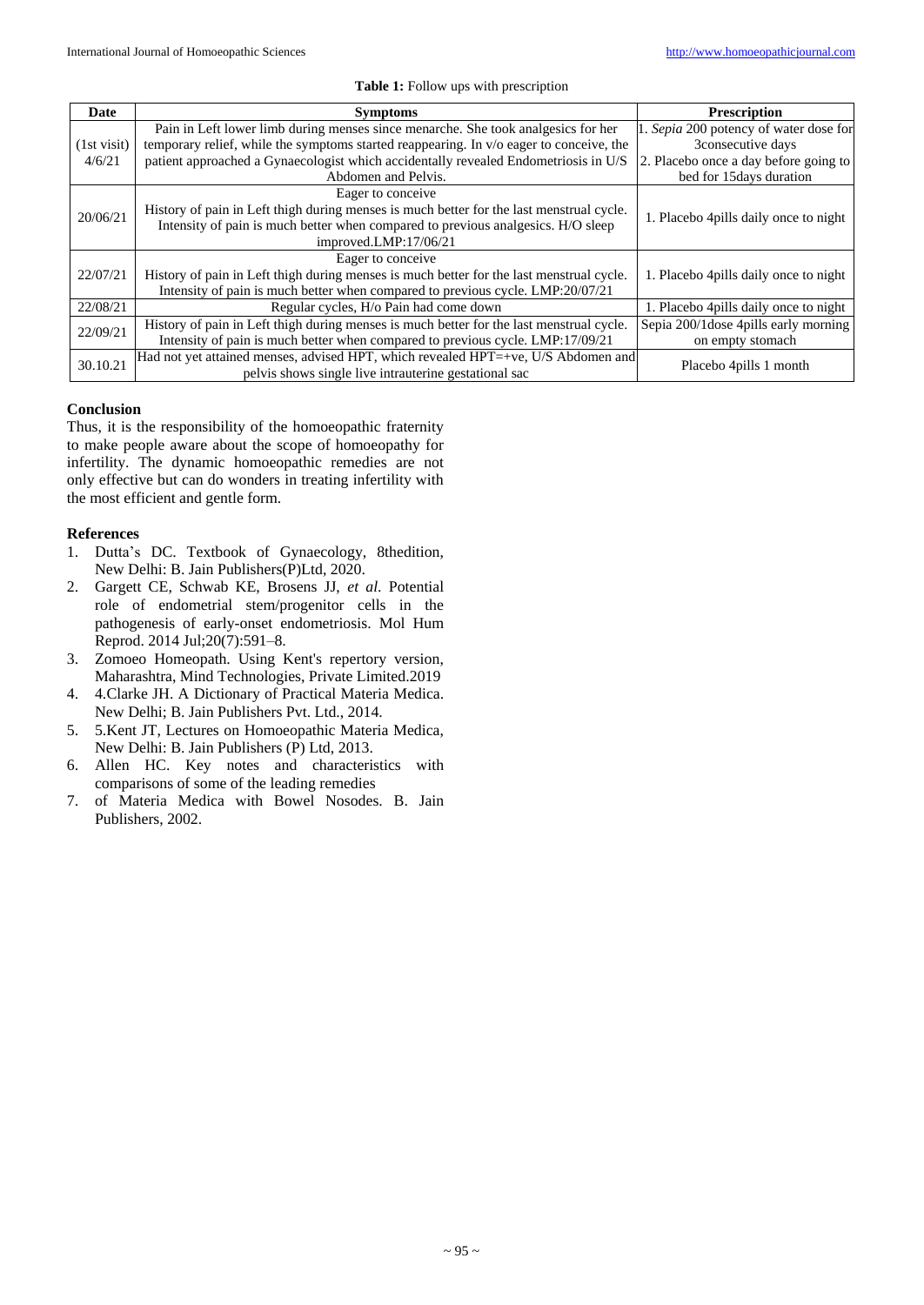**Table 1:** Follow ups with prescription

| Date | Symptoms | Prescription |
|---|---|---|
| (1st visit) 4/6/21 | Pain in Left lower limb during menses since menarche. She took analgesics for her temporary relief, while the symptoms started reappearing. In v/o eager to conceive, the patient approached a Gynaecologist which accidentally revealed Endometriosis in U/S Abdomen and Pelvis. | 1. *Sepia* 200 potency of water dose for 3consecutive days 2. Placebo once a day before going to bed for 15days duration |
| 20/06/21 | Eager to conceive History of pain in Left thigh during menses is much better for the last menstrual cycle. Intensity of pain is much better when compared to previous analgesics. H/O sleep improved.LMP:17/06/21 | 1. Placebo 4pills daily once to night |
| 22/07/21 | Eager to conceive History of pain in Left thigh during menses is much better for the last menstrual cycle. Intensity of pain is much better when compared to previous cycle. LMP:20/07/21 | 1. Placebo 4pills daily once to night |
| 22/08/21 | Regular cycles, H/o Pain had come down | 1. Placebo 4pills daily once to night |
| 22/09/21 | History of pain in Left thigh during menses is much better for the last menstrual cycle. Intensity of pain is much better when compared to previous cycle. LMP:17/09/21 | Sepia 200/1dose 4pills early morning on empty stomach |
| 30.10.21 | Had not yet attained menses, advised HPT, which revealed HPT=+ve, U/S Abdomen and pelvis shows single live intrauterine gestational sac | Placebo 4pills 1 month |

## Conclusion

Thus, it is the responsibility of the homoeopathic fraternity to make people aware about the scope of homoeopathy for infertility. The dynamic homoeopathic remedies are not only effective but can do wonders in treating infertility with the most efficient and gentle form.

## References

1. Dutta's DC. Textbook of Gynaecology, 8thedition, New Delhi: B. Jain Publishers(P)Ltd, 2020.
2. Gargett CE, Schwab KE, Brosens JJ, *et al*. Potential role of endometrial stem/progenitor cells in the pathogenesis of early-onset endometriosis. Mol Hum Reprod. 2014 Jul;20(7):591–8.
3. Zomoeo Homeopath. Using Kent's repertory version, Maharashtra, Mind Technologies, Private Limited.2019
4. 4.Clarke JH. A Dictionary of Practical Materia Medica. New Delhi; B. Jain Publishers Pvt. Ltd., 2014.
5. 5.Kent JT, Lectures on Homoeopathic Materia Medica, New Delhi: B. Jain Publishers (P) Ltd, 2013.
6. Allen HC. Key notes and characteristics with comparisons of some of the leading remedies
7. of Materia Medica with Bowel Nosodes. B. Jain Publishers, 2002.